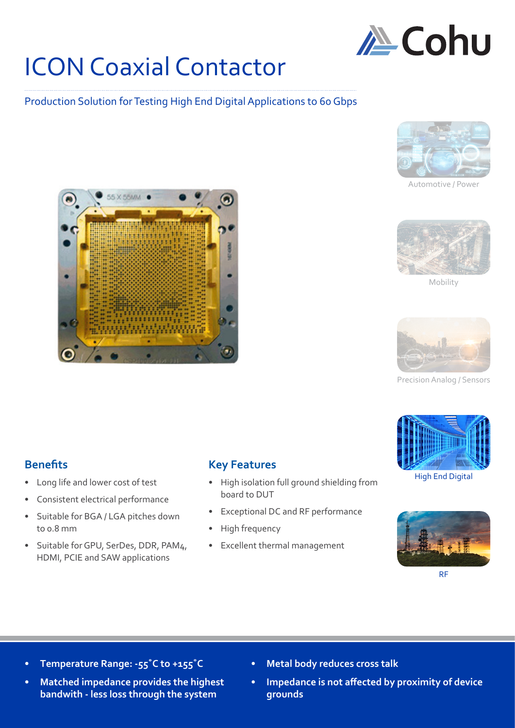# ICON Coaxial Contactor

Production Solution for Testing High End Digital Applications to 60 Gbps

Automotive / Power

Mobility

Precision Analog / Sensors

High End Digital

RF

## Benefits

- Long life and lower cost of test
- Consistent electrical performance
- Suitable for BGA / LGA pitches down to 0.8 mm
- Suitable for GPU, SerDes, DDR, PAM4, HDMI, PCIE and SAW applications

## Key Features

- High isolation full ground shielding from board to DUT
- Exceptional DC and RF performance
- High frequency
- Excellent thermal management

- **Temperature Range: -55˚C to +155˚C**
- **Matched impedance provides the highest bandwith - less loss through the system**
- **Metal body reduces cross talk**
- **Impedance is not affected by proximity of device grounds**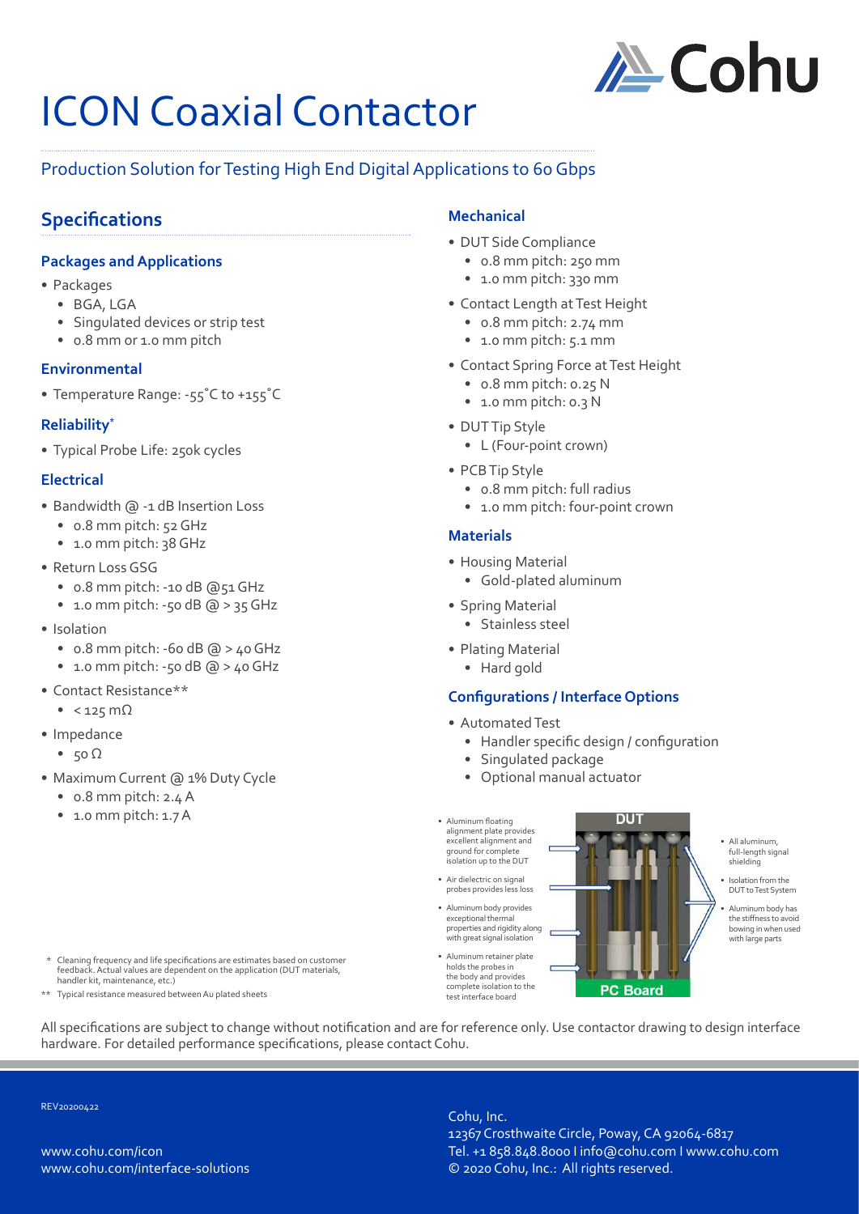# ICON Coaxial Contactor

## Production Solution for Testing High End Digital Applications to 60 Gbps

## Specifications

### Packages and Applications

- Packages
  - BGA, LGA
  - Singulated devices or strip test
  - 0.8 mm or 1.0 mm pitch

### Environmental

- Temperature Range: -55˚C to +155˚C

### Reliability*

- Typical Probe Life: 250k cycles

### Electrical

- Bandwidth @ -1 dB Insertion Loss
  - 0.8 mm pitch: 52 GHz
  - 1.0 mm pitch: 38 GHz
- Return Loss GSG
  - 0.8 mm pitch: -10 dB @51 GHz
  - 1.0 mm pitch: -50 dB @ > 35 GHz
- Isolation
  - 0.8 mm pitch: -60 dB @ > 40 GHz
  - 1.0 mm pitch: -50 dB @ > 40 GHz
- Contact Resistance**
  - < 125 mΩ
- Impedance
  - 50 Ω
- Maximum Current @ 1% Duty Cycle
  - 0.8 mm pitch: 2.4 A
  - 1.0 mm pitch: 1.7 A

### Mechanical

- DUT Side Compliance
  - 0.8 mm pitch: 250 mm
  - 1.0 mm pitch: 330 mm
- Contact Length at Test Height
  - 0.8 mm pitch: 2.74 mm
  - 1.0 mm pitch: 5.1 mm
- Contact Spring Force at Test Height
  - 0.8 mm pitch: 0.25 N
  - 1.0 mm pitch: 0.3 N
- DUT Tip Style
  - L (Four-point crown)
- PCB Tip Style
  - 0.8 mm pitch: full radius
  - 1.0 mm pitch: four-point crown

### Materials

- Housing Material
  - Gold-plated aluminum
- Spring Material
  - Stainless steel
- Plating Material
  - Hard gold

### Configurations / Interface Options

- Automated Test
  - Handler specific design / configuration
  - Singulated package
  - Optional manual actuator

- Aluminum floating alignment plate provides excellent alignment and ground for complete isolation up to the DUT
- Air dielectric on signal probes provides less loss
- Aluminum body provides exceptional thermal properties and rigidity along with great signal isolation
- Aluminum retainer plate holds the probes in the body and provides complete isolation to the test interface board

DUT

PC Board

- All aluminum, full-length signal shielding
- Isolation from the DUT to Test System
- Aluminum body has the stiffness to avoid bowing in when used with large parts

\* Cleaning frequency and life specifications are estimates based on customer feedback. Actual values are dependent on the application (DUT materials, handler kit, maintenance, etc.)

\*\* Typical resistance measured between Au plated sheets

All specifications are subject to change without notification and are for reference only. Use contactor drawing to design interface hardware. For detailed performance specifications, please contact Cohu.

REV20200422

www.cohu.com/icon
www.cohu.com/interface-solutions

Cohu, Inc.
12367 Crosthwaite Circle, Poway, CA 92064-6817
Tel. +1 858.848.8000 I info@cohu.com I www.cohu.com
© 2020 Cohu, Inc.: All rights reserved.